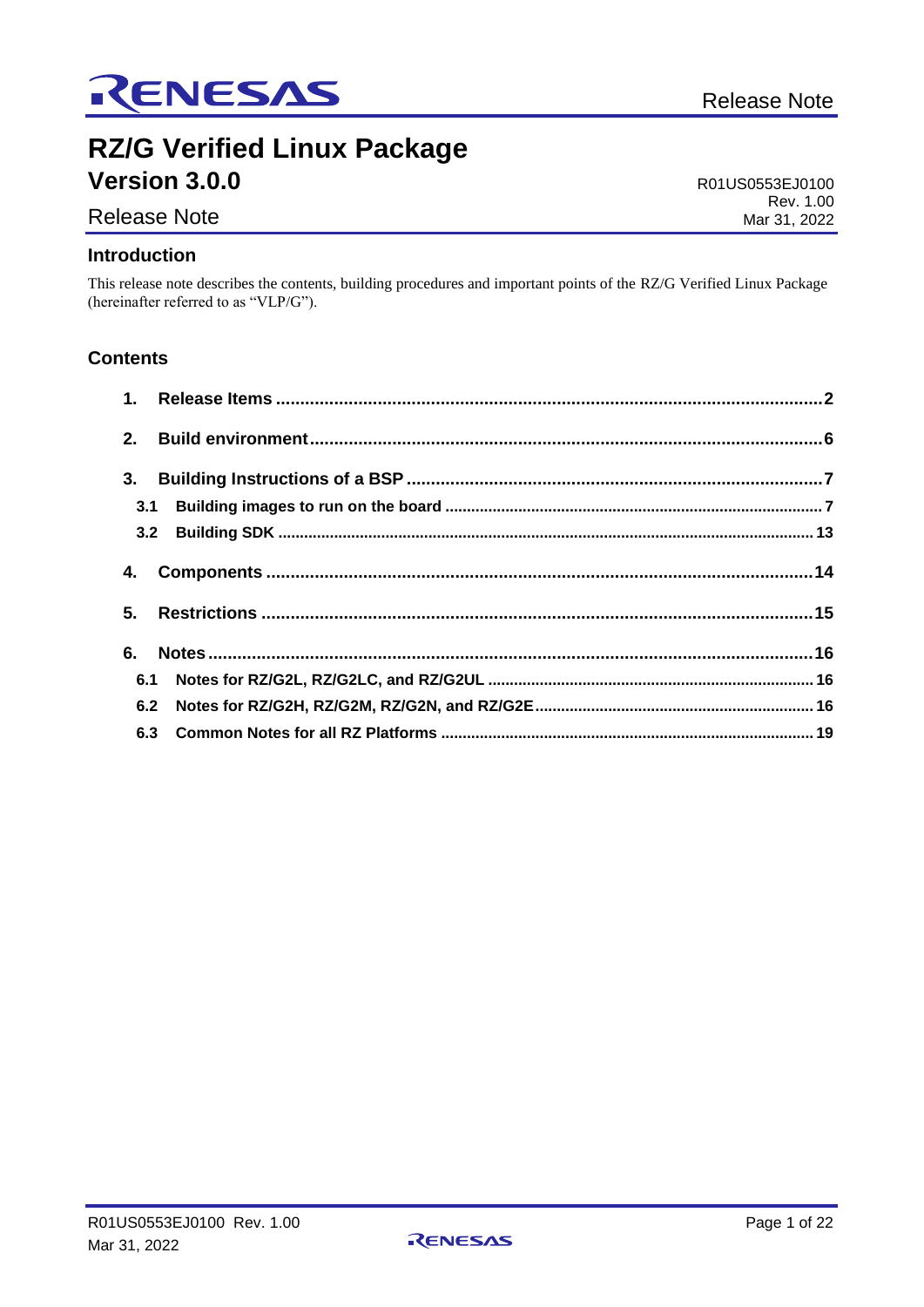# RZ/G Verified Linux Package

## Version 3.0.0

R01US0553EJ0100
Rev. 1.00
Mar 31, 2022

Release Note

## Introduction

This release note describes the contents, building procedures and important points of the RZ/G Verified Linux Package (hereinafter referred to as "VLP/G").

## Contents

1. Release Items .......... 2
2. Build environment .......... 6
3. Building Instructions of a BSP .......... 7
   - 3.1 Building images to run on the board .......... 7
   - 3.2 Building SDK .......... 13
4. Components .......... 14
5. Restrictions .......... 15
6. Notes .......... 16
   - 6.1 Notes for RZ/G2L, RZ/G2LC, and RZ/G2UL .......... 16
   - 6.2 Notes for RZ/G2H, RZ/G2M, RZ/G2N, and RZ/G2E .......... 16
   - 6.3 Common Notes for all RZ Platforms .......... 19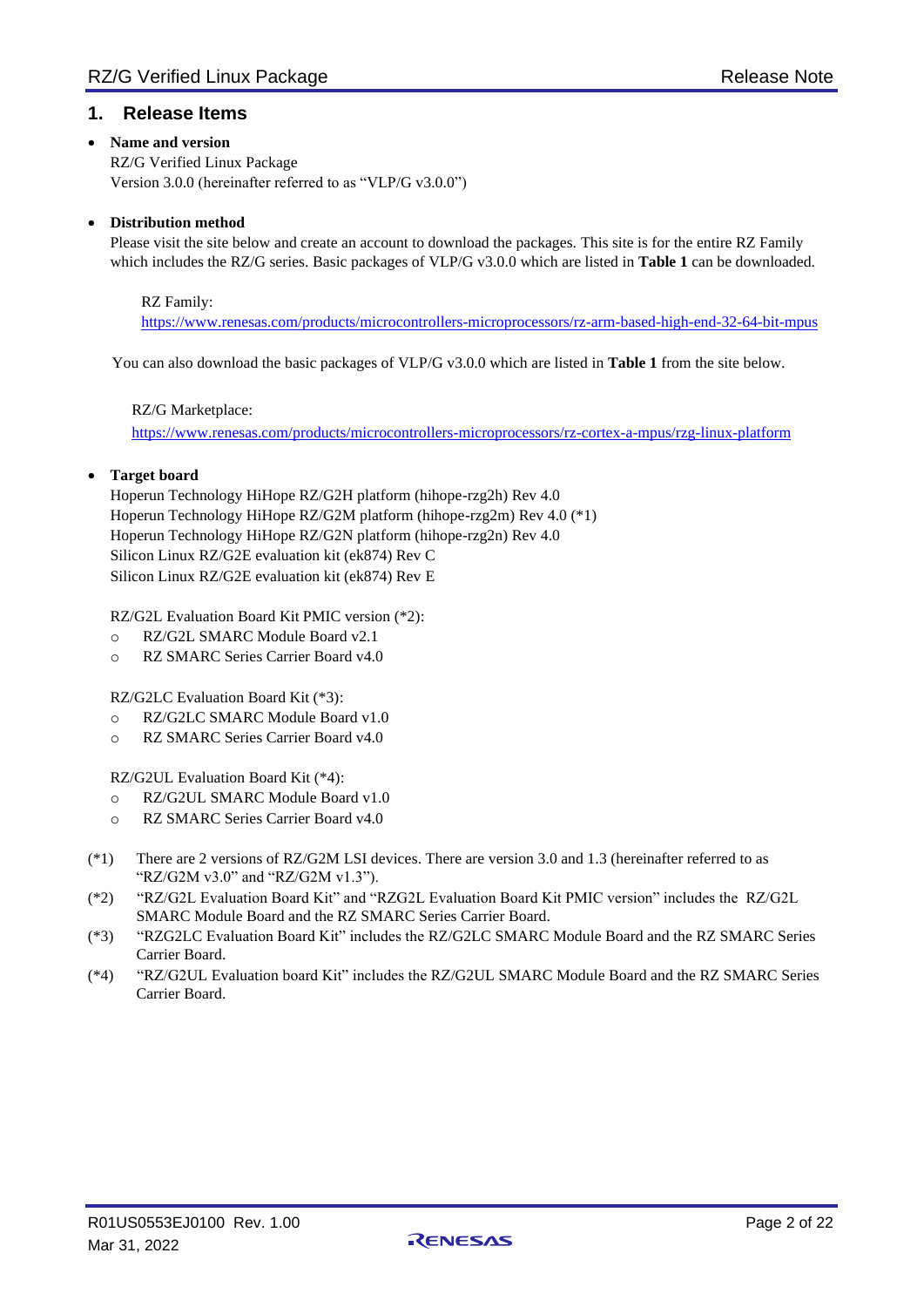## 1. Release Items

- **Name and version**
  RZ/G Verified Linux Package
  Version 3.0.0 (hereinafter referred to as "VLP/G v3.0.0")

- **Distribution method**
  Please visit the site below and create an account to download the packages. This site is for the entire RZ Family which includes the RZ/G series. Basic packages of VLP/G v3.0.0 which are listed in **Table 1** can be downloaded.

  RZ Family:
  https://www.renesas.com/products/microcontrollers-microprocessors/rz-arm-based-high-end-32-64-bit-mpus

  You can also download the basic packages of VLP/G v3.0.0 which are listed in **Table 1** from the site below.

  RZ/G Marketplace:
  https://www.renesas.com/products/microcontrollers-microprocessors/rz-cortex-a-mpus/rzg-linux-platform

- **Target board**
  Hoperun Technology HiHope RZ/G2H platform (hihope-rzg2h) Rev 4.0
  Hoperun Technology HiHope RZ/G2M platform (hihope-rzg2m) Rev 4.0 (*1)
  Hoperun Technology HiHope RZ/G2N platform (hihope-rzg2n) Rev 4.0
  Silicon Linux RZ/G2E evaluation kit (ek874) Rev C
  Silicon Linux RZ/G2E evaluation kit (ek874) Rev E

  RZ/G2L Evaluation Board Kit PMIC version (*2):
  - RZ/G2L SMARC Module Board v2.1
  - RZ SMARC Series Carrier Board v4.0

  RZ/G2LC Evaluation Board Kit (*3):
  - RZ/G2LC SMARC Module Board v1.0
  - RZ SMARC Series Carrier Board v4.0

  RZ/G2UL Evaluation Board Kit (*4):
  - RZ/G2UL SMARC Module Board v1.0
  - RZ SMARC Series Carrier Board v4.0

(*1) There are 2 versions of RZ/G2M LSI devices. There are version 3.0 and 1.3 (hereinafter referred to as "RZ/G2M v3.0" and "RZ/G2M v1.3").

(*2) "RZ/G2L Evaluation Board Kit" and "RZG2L Evaluation Board Kit PMIC version" includes the RZ/G2L SMARC Module Board and the RZ SMARC Series Carrier Board.

(*3) "RZG2LC Evaluation Board Kit" includes the RZ/G2LC SMARC Module Board and the RZ SMARC Series Carrier Board.

(*4) "RZ/G2UL Evaluation board Kit" includes the RZ/G2UL SMARC Module Board and the RZ SMARC Series Carrier Board.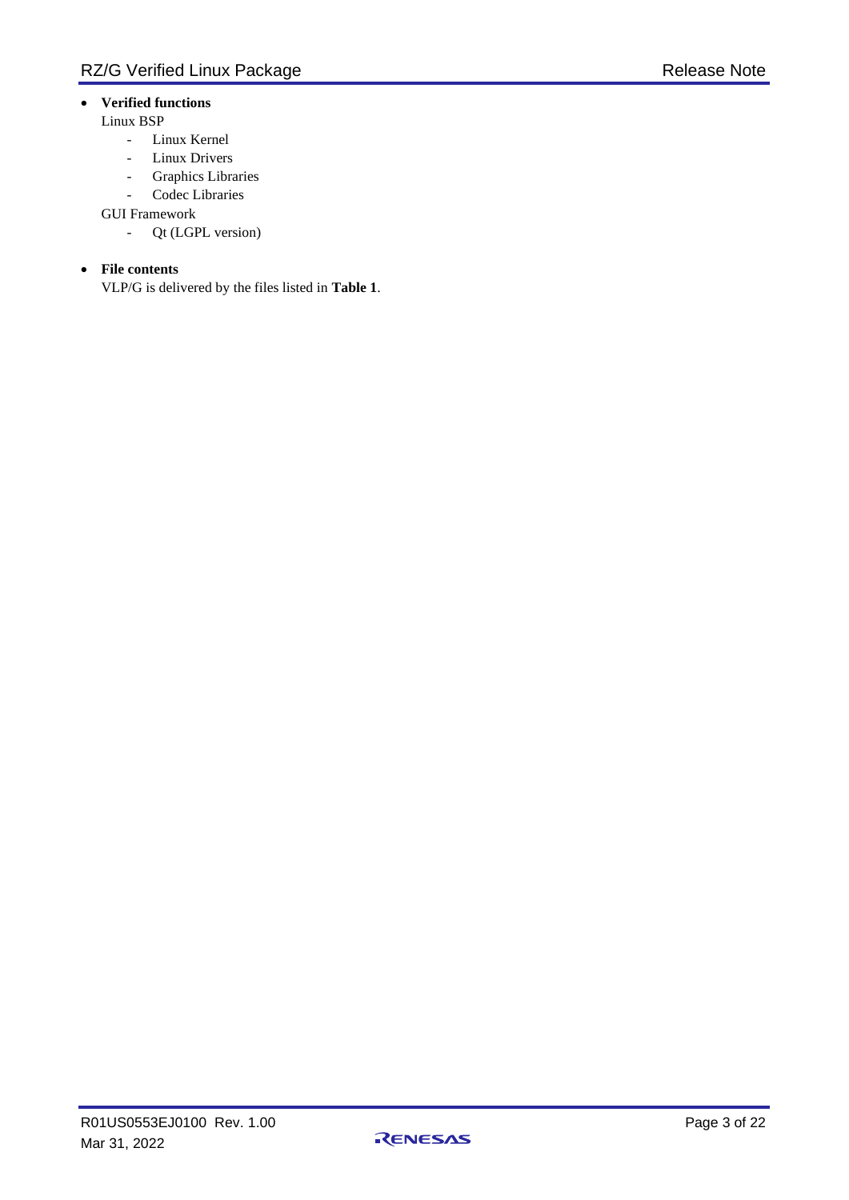- **Verified functions**

  Linux BSP

  - Linux Kernel
  - Linux Drivers
  - Graphics Libraries
  - Codec Libraries

  GUI Framework

  - Qt (LGPL version)

- **File contents**

  VLP/G is delivered by the files listed in **Table 1**.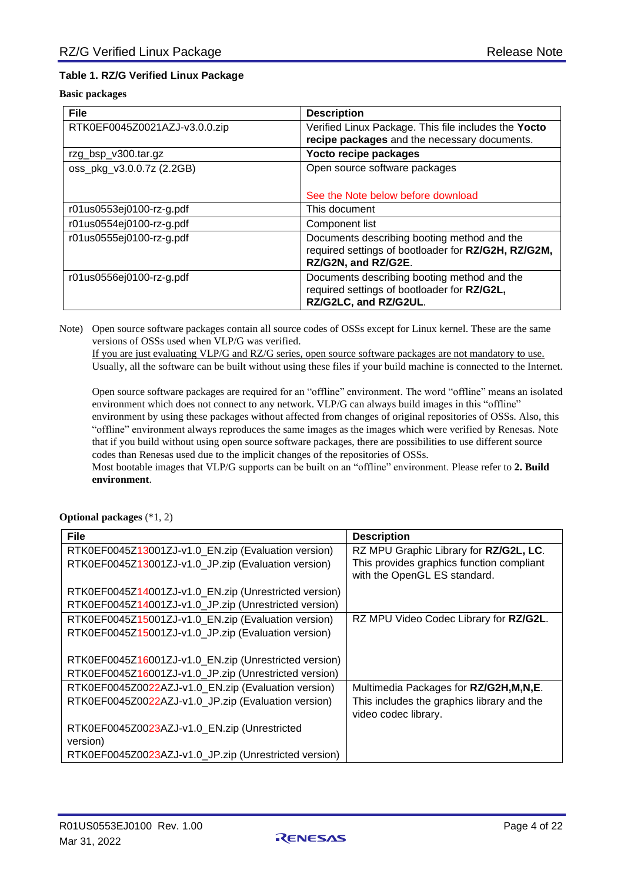**Table 1. RZ/G Verified Linux Package**

**Basic packages**

| File | Description |
|---|---|
| RTK0EF0045Z0021AZJ-v3.0.0.zip | Verified Linux Package. This file includes the **Yocto recipe packages** and the necessary documents. |
| rzg_bsp_v300.tar.gz | **Yocto recipe packages** |
| oss_pkg_v3.0.0.7z (2.2GB) | Open source software packages<br><br>See the Note below before download |
| r01us0553ej0100-rz-g.pdf | This document |
| r01us0554ej0100-rz-g.pdf | Component list |
| r01us0555ej0100-rz-g.pdf | Documents describing booting method and the required settings of bootloader for **RZ/G2H, RZ/G2M, RZ/G2N, and RZ/G2E**. |
| r01us0556ej0100-rz-g.pdf | Documents describing booting method and the required settings of bootloader for **RZ/G2L, RZ/G2LC, and RZ/G2UL**. |

Note) Open source software packages contain all source codes of OSSs except for Linux kernel. These are the same versions of OSSs used when VLP/G was verified.
If you are just evaluating VLP/G and RZ/G series, open source software packages are not mandatory to use. Usually, all the software can be built without using these files if your build machine is connected to the Internet.

Open source software packages are required for an "offline" environment. The word "offline" means an isolated environment which does not connect to any network. VLP/G can always build images in this "offline" environment by using these packages without affected from changes of original repositories of OSSs. Also, this "offline" environment always reproduces the same images as the images which were verified by Renesas. Note that if you build without using open source software packages, there are possibilities to use different source codes than Renesas used due to the implicit changes of the repositories of OSSs.
Most bootable images that VLP/G supports can be built on an "offline" environment. Please refer to **2. Build environment**.

**Optional packages** (*1, 2)

| File | Description |
|---|---|
| RTK0EF0045Z13001ZJ-v1.0_EN.zip (Evaluation version)<br>RTK0EF0045Z13001ZJ-v1.0_JP.zip (Evaluation version)<br><br>RTK0EF0045Z14001ZJ-v1.0_EN.zip (Unrestricted version)<br>RTK0EF0045Z14001ZJ-v1.0_JP.zip (Unrestricted version) | RZ MPU Graphic Library for **RZ/G2L, LC**.<br>This provides graphics function compliant with the OpenGL ES standard. |
| RTK0EF0045Z15001ZJ-v1.0_EN.zip (Evaluation version)<br>RTK0EF0045Z15001ZJ-v1.0_JP.zip (Evaluation version)<br><br>RTK0EF0045Z16001ZJ-v1.0_EN.zip (Unrestricted version)<br>RTK0EF0045Z16001ZJ-v1.0_JP.zip (Unrestricted version) | RZ MPU Video Codec Library for **RZ/G2L**. |
| RTK0EF0045Z0022AZJ-v1.0_EN.zip (Evaluation version)<br>RTK0EF0045Z0022AZJ-v1.0_JP.zip (Evaluation version)<br><br>RTK0EF0045Z0023AZJ-v1.0_EN.zip (Unrestricted version)<br>RTK0EF0045Z0023AZJ-v1.0_JP.zip (Unrestricted version) | Multimedia Packages for **RZ/G2H,M,N,E**.<br>This includes the graphics library and the video codec library. |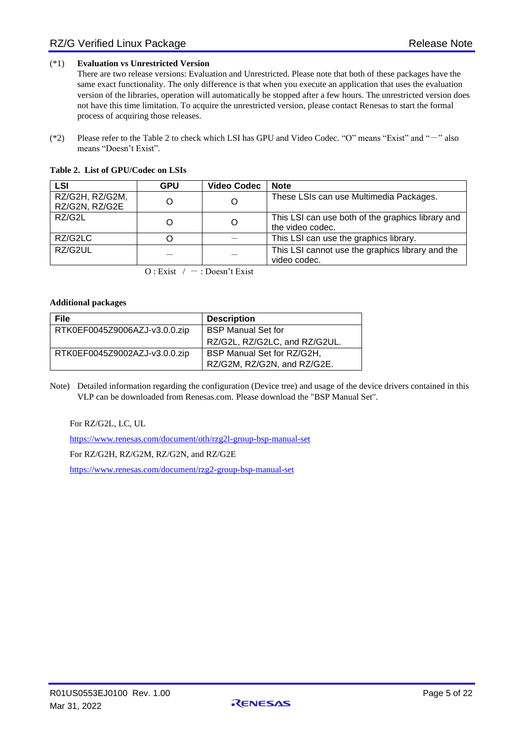(*1) **Evaluation vs Unrestricted Version**
There are two release versions: Evaluation and Unrestricted. Please note that both of these packages have the same exact functionality. The only difference is that when you execute an application that uses the evaluation version of the libraries, operation will automatically be stopped after a few hours. The unrestricted version does not have this time limitation. To acquire the unrestricted version, please contact Renesas to start the formal process of acquiring those releases.

(*2) Please refer to the Table 2 to check which LSI has GPU and Video Codec. "O" means "Exist" and "—" also means "Doesn't Exist".

**Table 2. List of GPU/Codec on LSIs**

| LSI | GPU | Video Codec | Note |
|---|---|---|---|
| RZ/G2H, RZ/G2M, RZ/G2N, RZ/G2E | O | O | These LSIs can use Multimedia Packages. |
| RZ/G2L | O | O | This LSI can use both of the graphics library and the video codec. |
| RZ/G2LC | O | — | This LSI can use the graphics library. |
| RZ/G2UL | — | — | This LSI cannot use the graphics library and the video codec. |

O : Exist / — : Doesn't Exist

**Additional packages**

| File | Description |
|---|---|
| RTK0EF0045Z9006AZJ-v3.0.0.zip | BSP Manual Set for RZ/G2L, RZ/G2LC, and RZ/G2UL. |
| RTK0EF0045Z9002AZJ-v3.0.0.zip | BSP Manual Set for RZ/G2H, RZ/G2M, RZ/G2N, and RZ/G2E. |

Note) Detailed information regarding the configuration (Device tree) and usage of the device drivers contained in this VLP can be downloaded from Renesas.com. Please download the "BSP Manual Set".

For RZ/G2L, LC, UL

https://www.renesas.com/document/oth/rzg2l-group-bsp-manual-set

For RZ/G2H, RZ/G2M, RZ/G2N, and RZ/G2E

https://www.renesas.com/document/rzg2-group-bsp-manual-set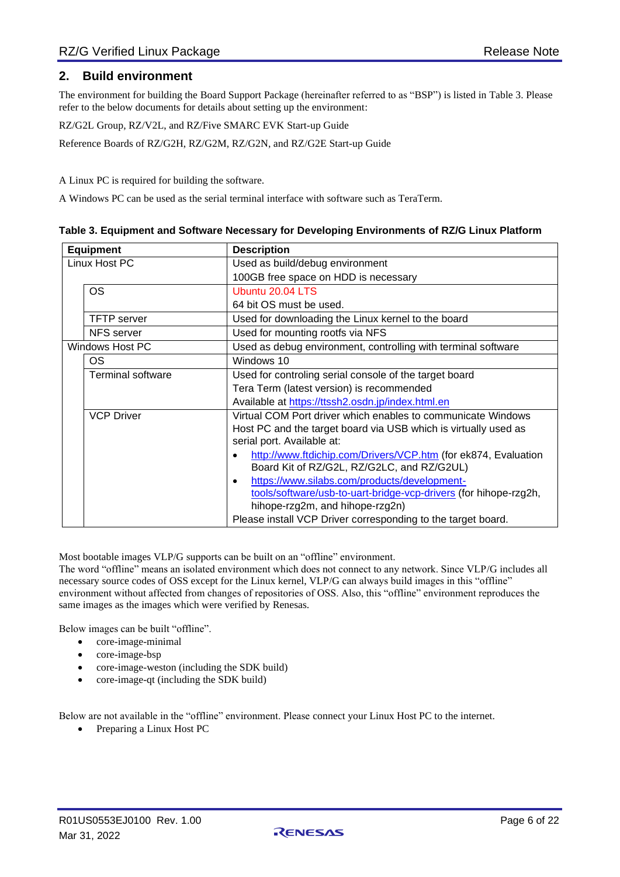## 2. Build environment

The environment for building the Board Support Package (hereinafter referred to as "BSP") is listed in Table 3. Please refer to the below documents for details about setting up the environment:

RZ/G2L Group, RZ/V2L, and RZ/Five SMARC EVK Start-up Guide

Reference Boards of RZ/G2H, RZ/G2M, RZ/G2N, and RZ/G2E Start-up Guide

A Linux PC is required for building the software.

A Windows PC can be used as the serial terminal interface with software such as TeraTerm.

**Table 3. Equipment and Software Necessary for Developing Environments of RZ/G Linux Platform**

| Equipment | | Description |
|---|---|---|
| Linux Host PC | | Used as build/debug environment<br>100GB free space on HDD is necessary |
| | OS | Ubuntu 20.04 LTS<br>64 bit OS must be used. |
| | TFTP server | Used for downloading the Linux kernel to the board |
| | NFS server | Used for mounting rootfs via NFS |
| Windows Host PC | | Used as debug environment, controlling with terminal software |
| | OS | Windows 10 |
| | Terminal software | Used for controling serial console of the target board<br>Tera Term (latest version) is recommended<br>Available at https://ttssh2.osdn.jp/index.html.en |
| | VCP Driver | Virtual COM Port driver which enables to communicate Windows Host PC and the target board via USB which is virtually used as serial port. Available at:<br>• http://www.ftdichip.com/Drivers/VCP.htm (for ek874, Evaluation Board Kit of RZ/G2L, RZ/G2LC, and RZ/G2UL)<br>• https://www.silabs.com/products/development-tools/software/usb-to-uart-bridge-vcp-drivers (for hihope-rzg2h, hihope-rzg2m, and hihope-rzg2n)<br>Please install VCP Driver corresponding to the target board. |

Most bootable images VLP/G supports can be built on an "offline" environment.
The word "offline" means an isolated environment which does not connect to any network. Since VLP/G includes all necessary source codes of OSS except for the Linux kernel, VLP/G can always build images in this "offline" environment without affected from changes of repositories of OSS. Also, this "offline" environment reproduces the same images as the images which were verified by Renesas.

Below images can be built "offline".

- core-image-minimal
- core-image-bsp
- core-image-weston (including the SDK build)
- core-image-qt (including the SDK build)

Below are not available in the "offline" environment. Please connect your Linux Host PC to the internet.

- Preparing a Linux Host PC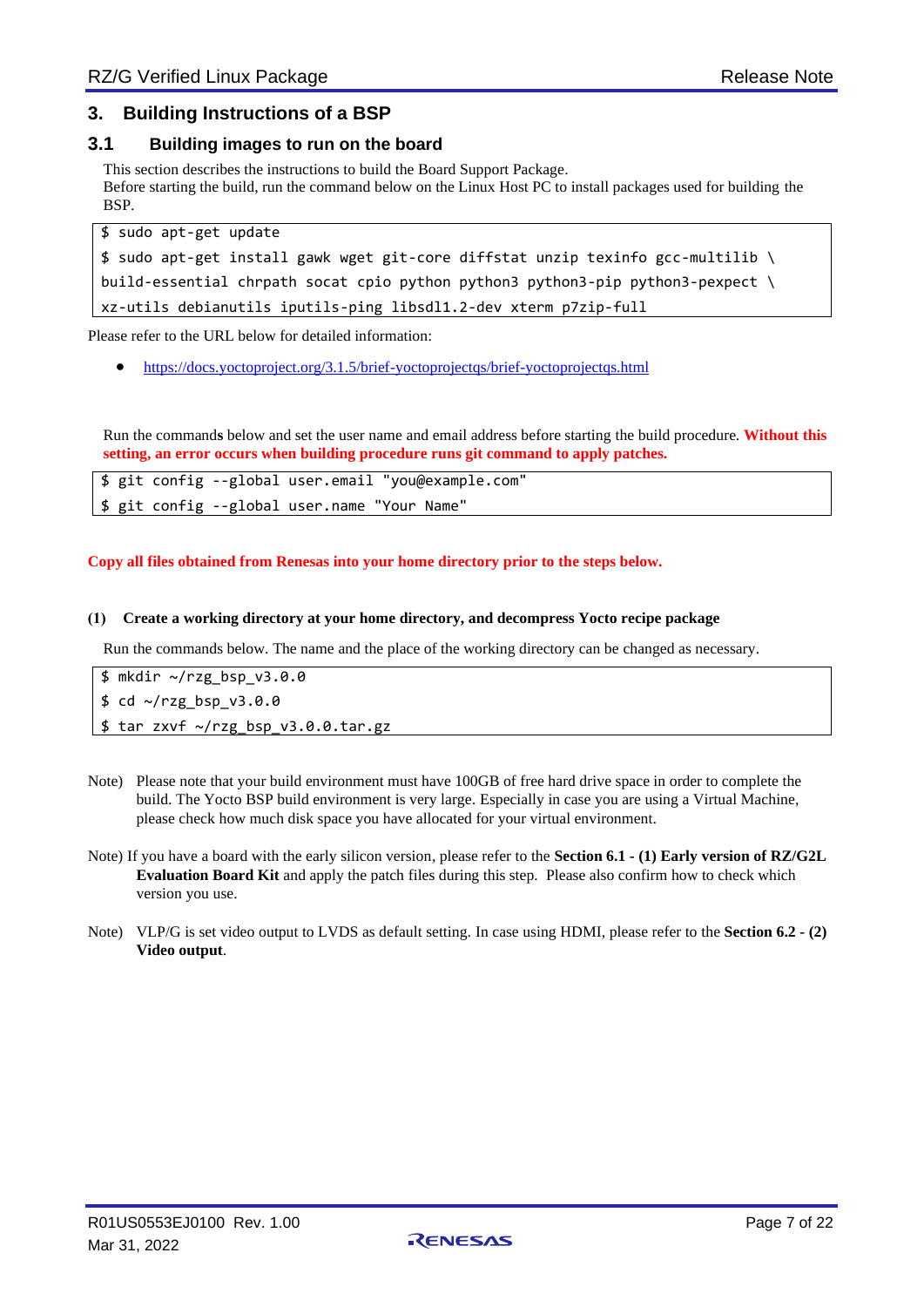# 3. Building Instructions of a BSP

## 3.1 Building images to run on the board

This section describes the instructions to build the Board Support Package.
Before starting the build, run the command below on the Linux Host PC to install packages used for building the BSP.

```
$ sudo apt-get update
$ sudo apt-get install gawk wget git-core diffstat unzip texinfo gcc-multilib \
build-essential chrpath socat cpio python python3 python3-pip python3-pexpect \
xz-utils debianutils iputils-ping libsdl1.2-dev xterm p7zip-full
```

Please refer to the URL below for detailed information:

- https://docs.yoctoproject.org/3.1.5/brief-yoctoprojectqs/brief-yoctoprojectqs.html

Run the commands below and set the user name and email address before starting the build procedure. **Without this setting, an error occurs when building procedure runs git command to apply patches.**

```
$ git config --global user.email "you@example.com"
$ git config --global user.name "Your Name"
```

**Copy all files obtained from Renesas into your home directory prior to the steps below.**

**(1) Create a working directory at your home directory, and decompress Yocto recipe package**

Run the commands below. The name and the place of the working directory can be changed as necessary.

```
$ mkdir ~/rzg_bsp_v3.0.0
$ cd ~/rzg_bsp_v3.0.0
$ tar zxvf ~/rzg_bsp_v3.0.0.tar.gz
```

Note) Please note that your build environment must have 100GB of free hard drive space in order to complete the build. The Yocto BSP build environment is very large. Especially in case you are using a Virtual Machine, please check how much disk space you have allocated for your virtual environment.

Note) If you have a board with the early silicon version, please refer to the **Section 6.1 - (1) Early version of RZ/G2L Evaluation Board Kit** and apply the patch files during this step. Please also confirm how to check which version you use.

Note) VLP/G is set video output to LVDS as default setting. In case using HDMI, please refer to the **Section 6.2 - (2) Video output**.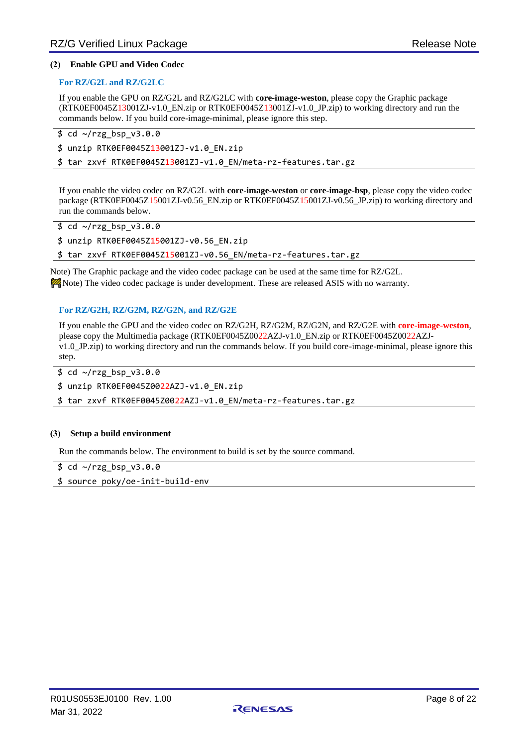### (2) Enable GPU and Video Codec

#### For RZ/G2L and RZ/G2LC

If you enable the GPU on RZ/G2L and RZ/G2LC with **core-image-weston**, please copy the Graphic package (RTK0EF0045Z13001ZJ-v1.0_EN.zip or RTK0EF0045Z13001ZJ-v1.0_JP.zip) to working directory and run the commands below. If you build core-image-minimal, please ignore this step.

```
$ cd ~/rzg_bsp_v3.0.0
$ unzip RTK0EF0045Z13001ZJ-v1.0_EN.zip
$ tar zxvf RTK0EF0045Z13001ZJ-v1.0_EN/meta-rz-features.tar.gz
```

If you enable the video codec on RZ/G2L with **core-image-weston** or **core-image-bsp**, please copy the video codec package (RTK0EF0045Z15001ZJ-v0.56_EN.zip or RTK0EF0045Z15001ZJ-v0.56_JP.zip) to working directory and run the commands below.

```
$ cd ~/rzg_bsp_v3.0.0
$ unzip RTK0EF0045Z15001ZJ-v0.56_EN.zip
$ tar zxvf RTK0EF0045Z15001ZJ-v0.56_EN/meta-rz-features.tar.gz
```

Note) The Graphic package and the video codec package can be used at the same time for RZ/G2L.

Note) The video codec package is under development. These are released ASIS with no warranty.

#### For RZ/G2H, RZ/G2M, RZ/G2N, and RZ/G2E

If you enable the GPU and the video codec on RZ/G2H, RZ/G2M, RZ/G2N, and RZ/G2E with **core-image-weston**, please copy the Multimedia package (RTK0EF0045Z0022AZJ-v1.0_EN.zip or RTK0EF0045Z0022AZJ-v1.0_JP.zip) to working directory and run the commands below. If you build core-image-minimal, please ignore this step.

```
$ cd ~/rzg_bsp_v3.0.0
$ unzip RTK0EF0045Z0022AZJ-v1.0_EN.zip
$ tar zxvf RTK0EF0045Z0022AZJ-v1.0_EN/meta-rz-features.tar.gz
```

### (3) Setup a build environment

Run the commands below. The environment to build is set by the source command.

```
$ cd ~/rzg_bsp_v3.0.0
$ source poky/oe-init-build-env
```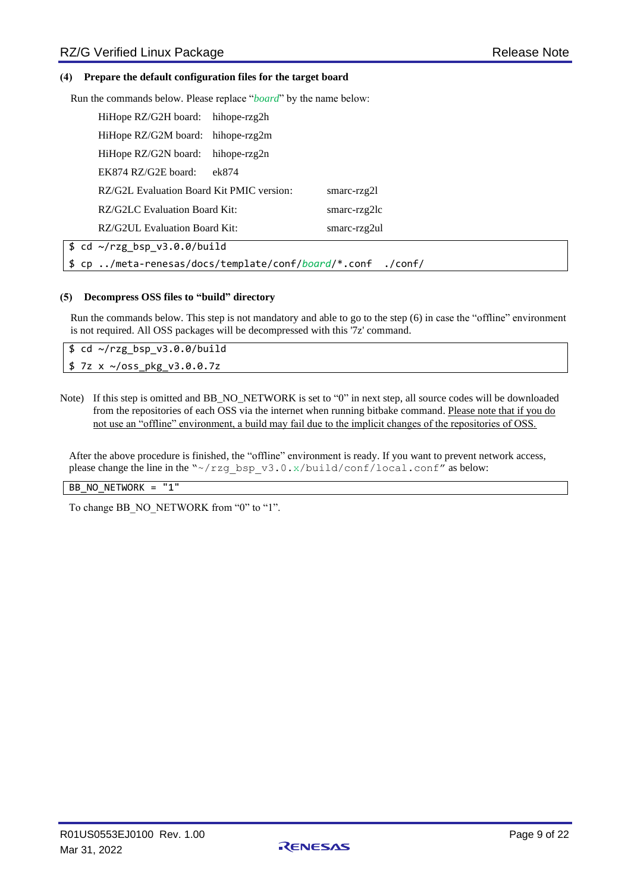**(4) Prepare the default configuration files for the target board**

Run the commands below. Please replace "*board*" by the name below:

| | |
|---|---|
| HiHope RZ/G2H board: | hihope-rzg2h |
| HiHope RZ/G2M board: | hihope-rzg2m |
| HiHope RZ/G2N board: | hihope-rzg2n |
| EK874 RZ/G2E board: | ek874 |
| RZ/G2L Evaluation Board Kit PMIC version: | smarc-rzg2l |
| RZ/G2LC Evaluation Board Kit: | smarc-rzg2lc |
| RZ/G2UL Evaluation Board Kit: | smarc-rzg2ul |

```
$ cd ~/rzg_bsp_v3.0.0/build
$ cp ../meta-renesas/docs/template/conf/board/*.conf  ./conf/
```

**(5) Decompress OSS files to "build" directory**

Run the commands below. This step is not mandatory and able to go to the step (6) in case the "offline" environment is not required. All OSS packages will be decompressed with this '7z' command.

```
$ cd ~/rzg_bsp_v3.0.0/build
$ 7z x ~/oss_pkg_v3.0.0.7z
```

Note) If this step is omitted and BB_NO_NETWORK is set to "0" in next step, all source codes will be downloaded from the repositories of each OSS via the internet when running bitbake command. Please note that if you do not use an "offline" environment, a build may fail due to the implicit changes of the repositories of OSS.

After the above procedure is finished, the "offline" environment is ready. If you want to prevent network access, please change the line in the "~/rzg_bsp_v3.0.x/build/conf/local.conf" as below:

```
BB_NO_NETWORK = "1"
```

To change BB_NO_NETWORK from "0" to "1".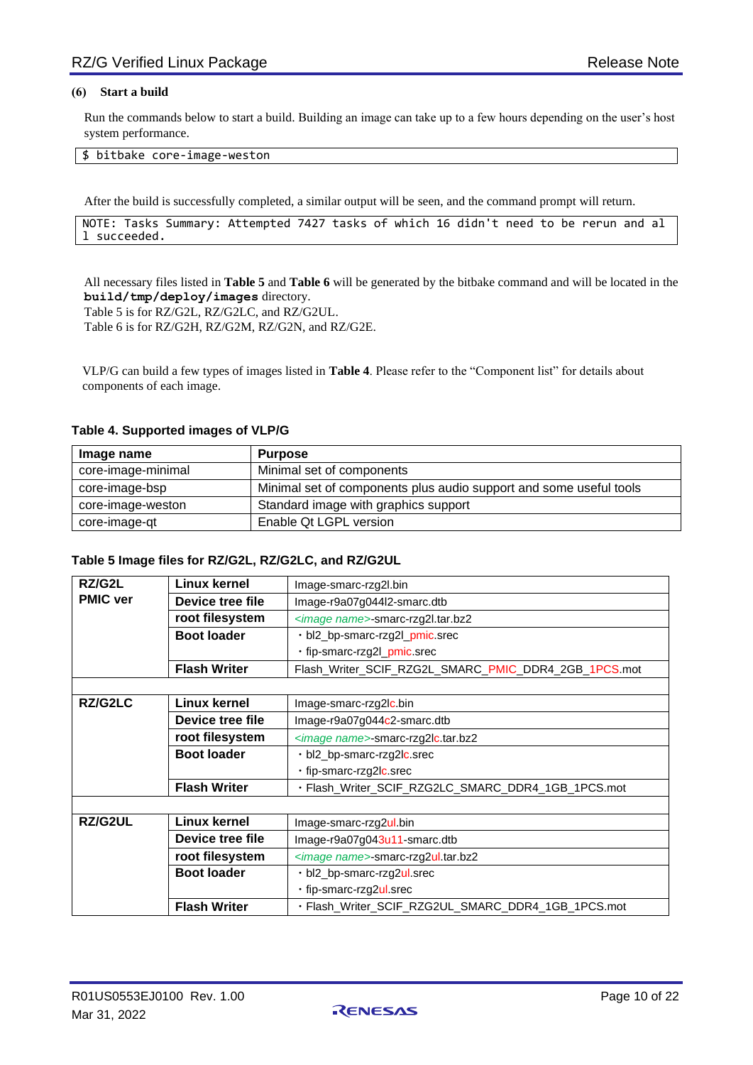### (6) Start a build

Run the commands below to start a build. Building an image can take up to a few hours depending on the user's host system performance.

```
$ bitbake core-image-weston
```

After the build is successfully completed, a similar output will be seen, and the command prompt will return.

```
NOTE: Tasks Summary: Attempted 7427 tasks of which 16 didn't need to be rerun and al
l succeeded.
```

All necessary files listed in **Table 5** and **Table 6** will be generated by the bitbake command and will be located in the **build/tmp/deploy/images** directory.
Table 5 is for RZ/G2L, RZ/G2LC, and RZ/G2UL.
Table 6 is for RZ/G2H, RZ/G2M, RZ/G2N, and RZ/G2E.

VLP/G can build a few types of images listed in **Table 4**. Please refer to the "Component list" for details about components of each image.

**Table 4. Supported images of VLP/G**

| Image name | Purpose |
|---|---|
| core-image-minimal | Minimal set of components |
| core-image-bsp | Minimal set of components plus audio support and some useful tools |
| core-image-weston | Standard image with graphics support |
| core-image-qt | Enable Qt LGPL version |

**Table 5 Image files for RZ/G2L, RZ/G2LC, and RZ/G2UL**

| | | |
|---|---|---|
| **RZ/G2L PMIC ver** | **Linux kernel** | Image-smarc-rzg2l.bin |
| | **Device tree file** | Image-r9a07g044l2-smarc.dtb |
| | **root filesystem** | *<image name>*-smarc-rzg2l.tar.bz2 |
| | **Boot loader** | ・bl2_bp-smarc-rzg2l_pmic.srec |
| | | ・fip-smarc-rzg2l_pmic.srec |
| | **Flash Writer** | Flash_Writer_SCIF_RZG2L_SMARC_PMIC_DDR4_2GB_1PCS.mot |
| | | |
| **RZ/G2LC** | **Linux kernel** | Image-smarc-rzg2lc.bin |
| | **Device tree file** | Image-r9a07g044c2-smarc.dtb |
| | **root filesystem** | *<image name>*-smarc-rzg2lc.tar.bz2 |
| | **Boot loader** | ・bl2_bp-smarc-rzg2lc.srec |
| | | ・fip-smarc-rzg2lc.srec |
| | **Flash Writer** | ・Flash_Writer_SCIF_RZG2LC_SMARC_DDR4_1GB_1PCS.mot |
| | | |
| **RZ/G2UL** | **Linux kernel** | Image-smarc-rzg2ul.bin |
| | **Device tree file** | Image-r9a07g043u11-smarc.dtb |
| | **root filesystem** | *<image name>*-smarc-rzg2ul.tar.bz2 |
| | **Boot loader** | ・bl2_bp-smarc-rzg2ul.srec |
| | | ・fip-smarc-rzg2ul.srec |
| | **Flash Writer** | ・Flash_Writer_SCIF_RZG2UL_SMARC_DDR4_1GB_1PCS.mot |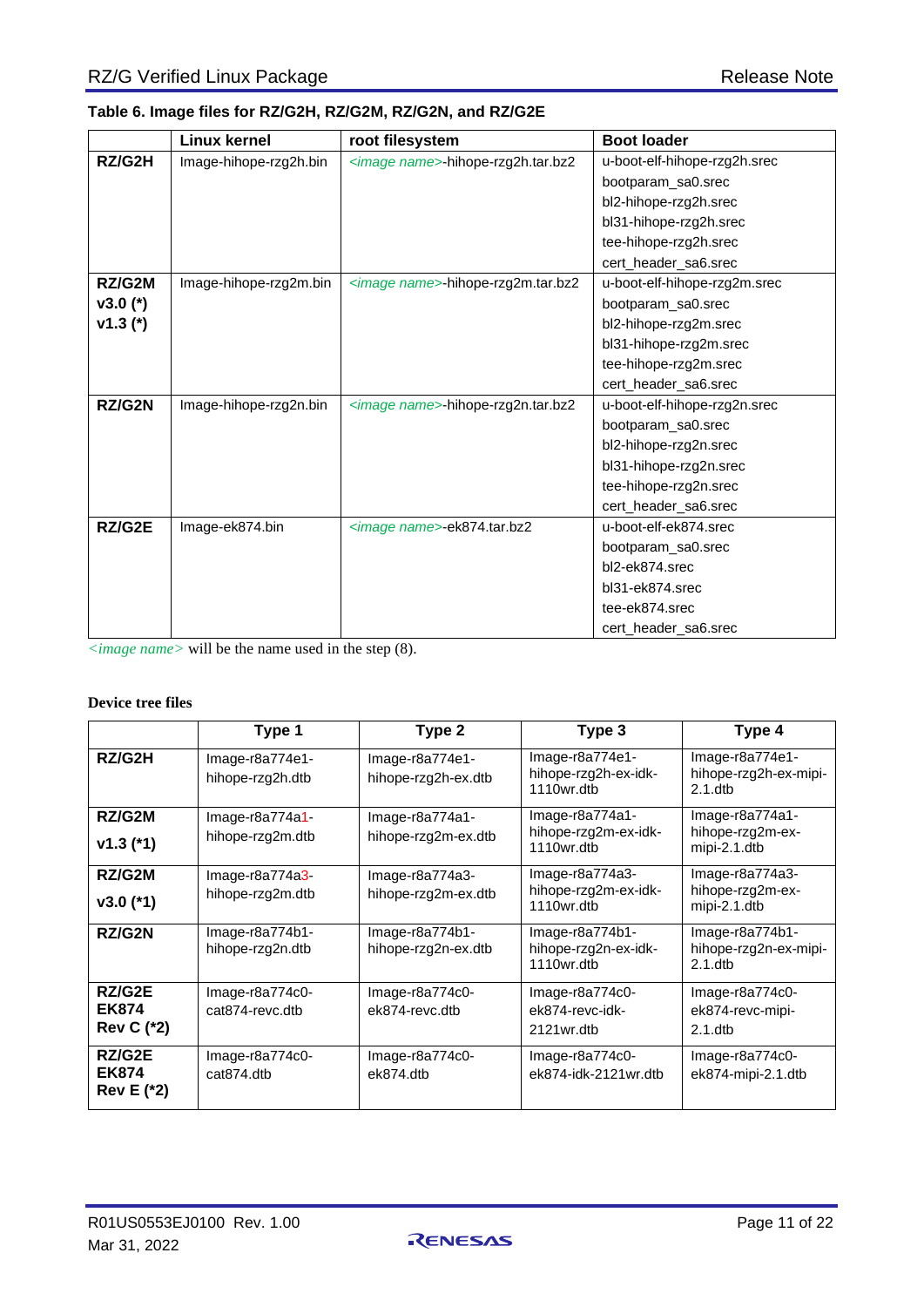**Table 6. Image files for RZ/G2H, RZ/G2M, RZ/G2N, and RZ/G2E**

| | Linux kernel | root filesystem | Boot loader |
|---|---|---|---|
| **RZ/G2H** | Image-hihope-rzg2h.bin | *<image name>*-hihope-rzg2h.tar.bz2 | u-boot-elf-hihope-rzg2h.srec<br>bootparam_sa0.srec<br>bl2-hihope-rzg2h.srec<br>bl31-hihope-rzg2h.srec<br>tee-hihope-rzg2h.srec<br>cert_header_sa6.srec |
| **RZ/G2M v3.0 (*) v1.3 (*)** | Image-hihope-rzg2m.bin | *<image name>*-hihope-rzg2m.tar.bz2 | u-boot-elf-hihope-rzg2m.srec<br>bootparam_sa0.srec<br>bl2-hihope-rzg2m.srec<br>bl31-hihope-rzg2m.srec<br>tee-hihope-rzg2m.srec<br>cert_header_sa6.srec |
| **RZ/G2N** | Image-hihope-rzg2n.bin | *<image name>*-hihope-rzg2n.tar.bz2 | u-boot-elf-hihope-rzg2n.srec<br>bootparam_sa0.srec<br>bl2-hihope-rzg2n.srec<br>bl31-hihope-rzg2n.srec<br>tee-hihope-rzg2n.srec<br>cert_header_sa6.srec |
| **RZ/G2E** | Image-ek874.bin | *<image name>*-ek874.tar.bz2 | u-boot-elf-ek874.srec<br>bootparam_sa0.srec<br>bl2-ek874.srec<br>bl31-ek874.srec<br>tee-ek874.srec<br>cert_header_sa6.srec |

*<image name>* will be the name used in the step (8).

**Device tree files**

| | Type 1 | Type 2 | Type 3 | Type 4 |
|---|---|---|---|---|
| **RZ/G2H** | Image-r8a774e1-hihope-rzg2h.dtb | Image-r8a774e1-hihope-rzg2h-ex.dtb | Image-r8a774e1-hihope-rzg2h-ex-idk-1110wr.dtb | Image-r8a774e1-hihope-rzg2h-ex-mipi-2.1.dtb |
| **RZ/G2M v1.3 (*1)** | Image-r8a774a1-hihope-rzg2m.dtb | Image-r8a774a1-hihope-rzg2m-ex.dtb | Image-r8a774a1-hihope-rzg2m-ex-idk-1110wr.dtb | Image-r8a774a1-hihope-rzg2m-ex-mipi-2.1.dtb |
| **RZ/G2M v3.0 (*1)** | Image-r8a774a3-hihope-rzg2m.dtb | Image-r8a774a3-hihope-rzg2m-ex.dtb | Image-r8a774a3-hihope-rzg2m-ex-idk-1110wr.dtb | Image-r8a774a3-hihope-rzg2m-ex-mipi-2.1.dtb |
| **RZ/G2N** | Image-r8a774b1-hihope-rzg2n.dtb | Image-r8a774b1-hihope-rzg2n-ex.dtb | Image-r8a774b1-hihope-rzg2n-ex-idk-1110wr.dtb | Image-r8a774b1-hihope-rzg2n-ex-mipi-2.1.dtb |
| **RZ/G2E EK874 Rev C (*2)** | Image-r8a774c0-cat874-revc.dtb | Image-r8a774c0-ek874-revc.dtb | Image-r8a774c0-ek874-revc-idk-2121wr.dtb | Image-r8a774c0-ek874-revc-mipi-2.1.dtb |
| **RZ/G2E EK874 Rev E (*2)** | Image-r8a774c0-cat874.dtb | Image-r8a774c0-ek874.dtb | Image-r8a774c0-ek874-idk-2121wr.dtb | Image-r8a774c0-ek874-mipi-2.1.dtb |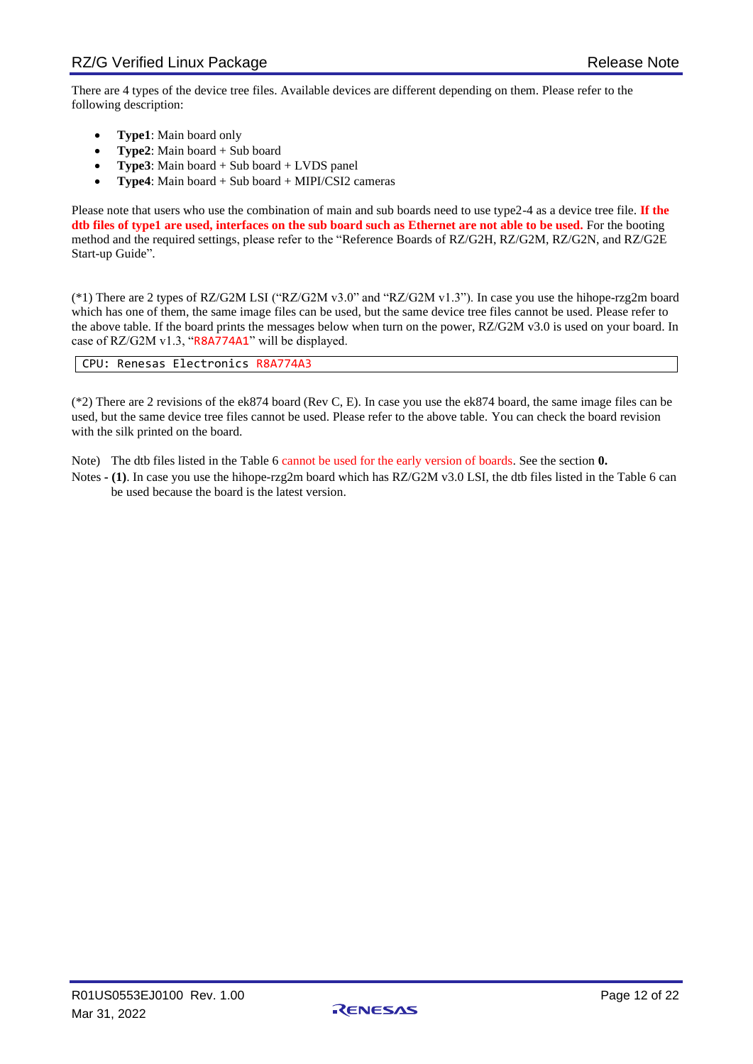There are 4 types of the device tree files. Available devices are different depending on them. Please refer to the following description:

- **Type1**: Main board only
- **Type2**: Main board + Sub board
- **Type3**: Main board + Sub board + LVDS panel
- **Type4**: Main board + Sub board + MIPI/CSI2 cameras

Please note that users who use the combination of main and sub boards need to use type2-4 as a device tree file. **If the dtb files of type1 are used, interfaces on the sub board such as Ethernet are not able to be used.** For the booting method and the required settings, please refer to the "Reference Boards of RZ/G2H, RZ/G2M, RZ/G2N, and RZ/G2E Start-up Guide".

(*1) There are 2 types of RZ/G2M LSI ("RZ/G2M v3.0" and "RZ/G2M v1.3"). In case you use the hihope-rzg2m board which has one of them, the same image files can be used, but the same device tree files cannot be used. Please refer to the above table. If the board prints the messages below when turn on the power, RZ/G2M v3.0 is used on your board. In case of RZ/G2M v1.3, "R8A774A1" will be displayed.

```
CPU: Renesas Electronics R8A774A3
```

(*2) There are 2 revisions of the ek874 board (Rev C, E). In case you use the ek874 board, the same image files can be used, but the same device tree files cannot be used. Please refer to the above table. You can check the board revision with the silk printed on the board.

Note) The dtb files listed in the Table 6 cannot be used for the early version of boards. See the section **0.**

Notes - **(1)**. In case you use the hihope-rzg2m board which has RZ/G2M v3.0 LSI, the dtb files listed in the Table 6 can be used because the board is the latest version.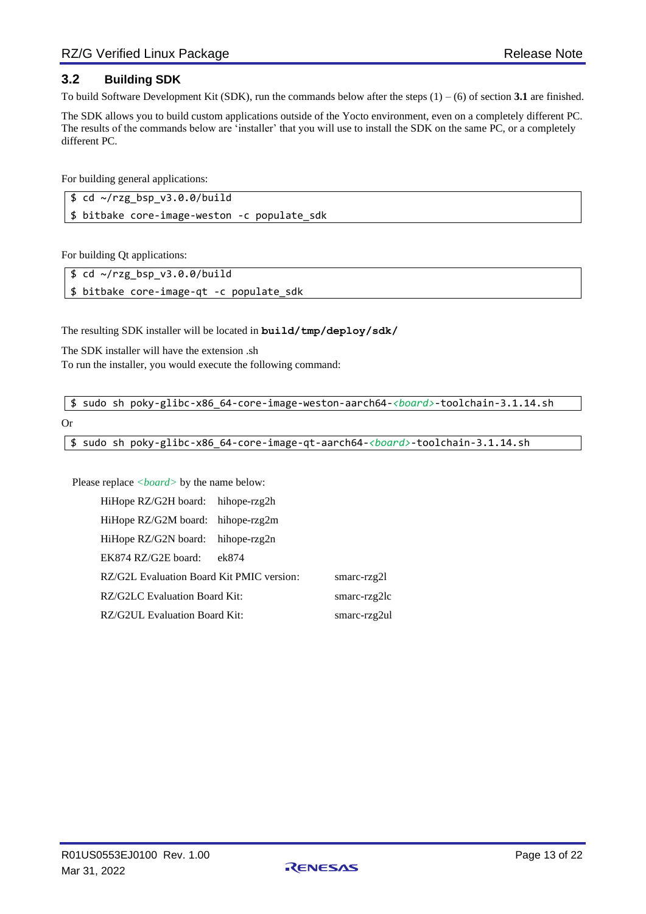## 3.2 Building SDK

To build Software Development Kit (SDK), run the commands below after the steps (1) – (6) of section **3.1** are finished.

The SDK allows you to build custom applications outside of the Yocto environment, even on a completely different PC. The results of the commands below are 'installer' that you will use to install the SDK on the same PC, or a completely different PC.

For building general applications:

```
$ cd ~/rzg_bsp_v3.0.0/build
$ bitbake core-image-weston -c populate_sdk
```

For building Qt applications:

```
$ cd ~/rzg_bsp_v3.0.0/build
$ bitbake core-image-qt -c populate_sdk
```

The resulting SDK installer will be located in **build/tmp/deploy/sdk/**

The SDK installer will have the extension .sh
To run the installer, you would execute the following command:

```
$ sudo sh poky-glibc-x86_64-core-image-weston-aarch64-<board>-toolchain-3.1.14.sh
```

Or

```
$ sudo sh poky-glibc-x86_64-core-image-qt-aarch64-<board>-toolchain-3.1.14.sh
```

Please replace *<board>* by the name below:

| Board | Name |
|---|---|
| HiHope RZ/G2H board: | hihope-rzg2h |
| HiHope RZ/G2M board: | hihope-rzg2m |
| HiHope RZ/G2N board: | hihope-rzg2n |
| EK874 RZ/G2E board: | ek874 |
| RZ/G2L Evaluation Board Kit PMIC version: | smarc-rzg2l |
| RZ/G2LC Evaluation Board Kit: | smarc-rzg2lc |
| RZ/G2UL Evaluation Board Kit: | smarc-rzg2ul |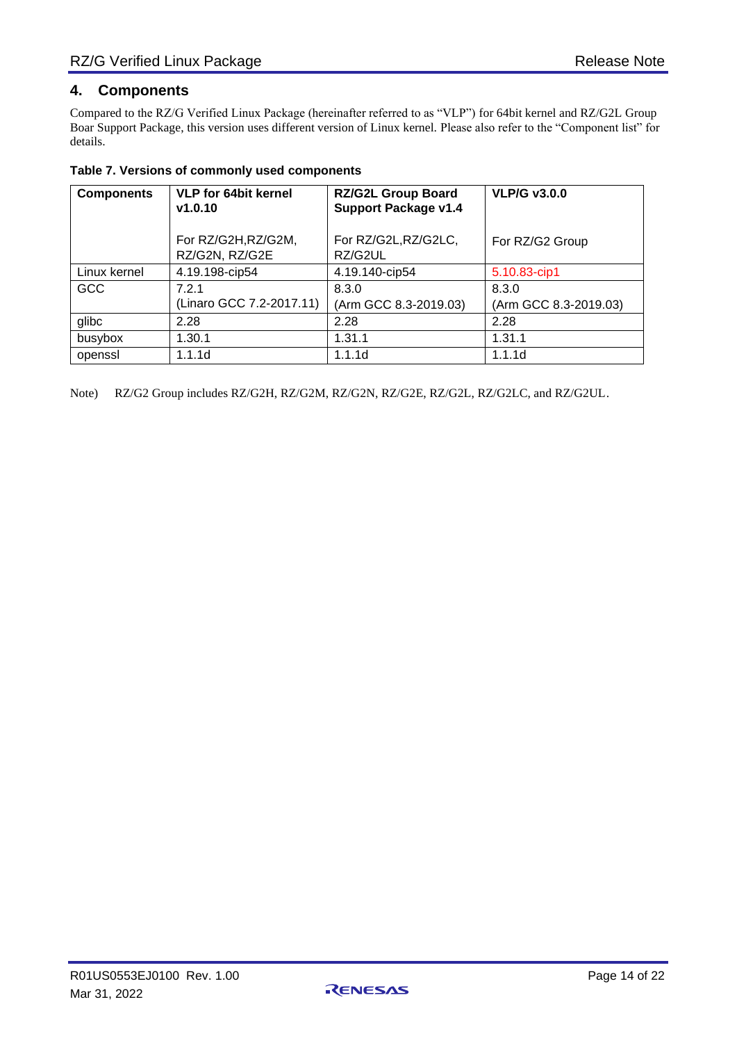## 4. Components

Compared to the RZ/G Verified Linux Package (hereinafter referred to as "VLP") for 64bit kernel and RZ/G2L Group Boar Support Package, this version uses different version of Linux kernel. Please also refer to the "Component list" for details.

**Table 7. Versions of commonly used components**

| **Components** | **VLP for 64bit kernel v1.0.10**<br><br>For RZ/G2H,RZ/G2M, RZ/G2N, RZ/G2E | **RZ/G2L Group Board Support Package v1.4**<br><br>For RZ/G2L,RZ/G2LC, RZ/G2UL | **VLP/G v3.0.0**<br><br>For RZ/G2 Group |
|---|---|---|---|
| Linux kernel | 4.19.198-cip54 | 4.19.140-cip54 | 5.10.83-cip1 |
| GCC | 7.2.1<br>(Linaro GCC 7.2-2017.11) | 8.3.0<br>(Arm GCC 8.3-2019.03) | 8.3.0<br>(Arm GCC 8.3-2019.03) |
| glibc | 2.28 | 2.28 | 2.28 |
| busybox | 1.30.1 | 1.31.1 | 1.31.1 |
| openssl | 1.1.1d | 1.1.1d | 1.1.1d |

Note) RZ/G2 Group includes RZ/G2H, RZ/G2M, RZ/G2N, RZ/G2E, RZ/G2L, RZ/G2LC, and RZ/G2UL.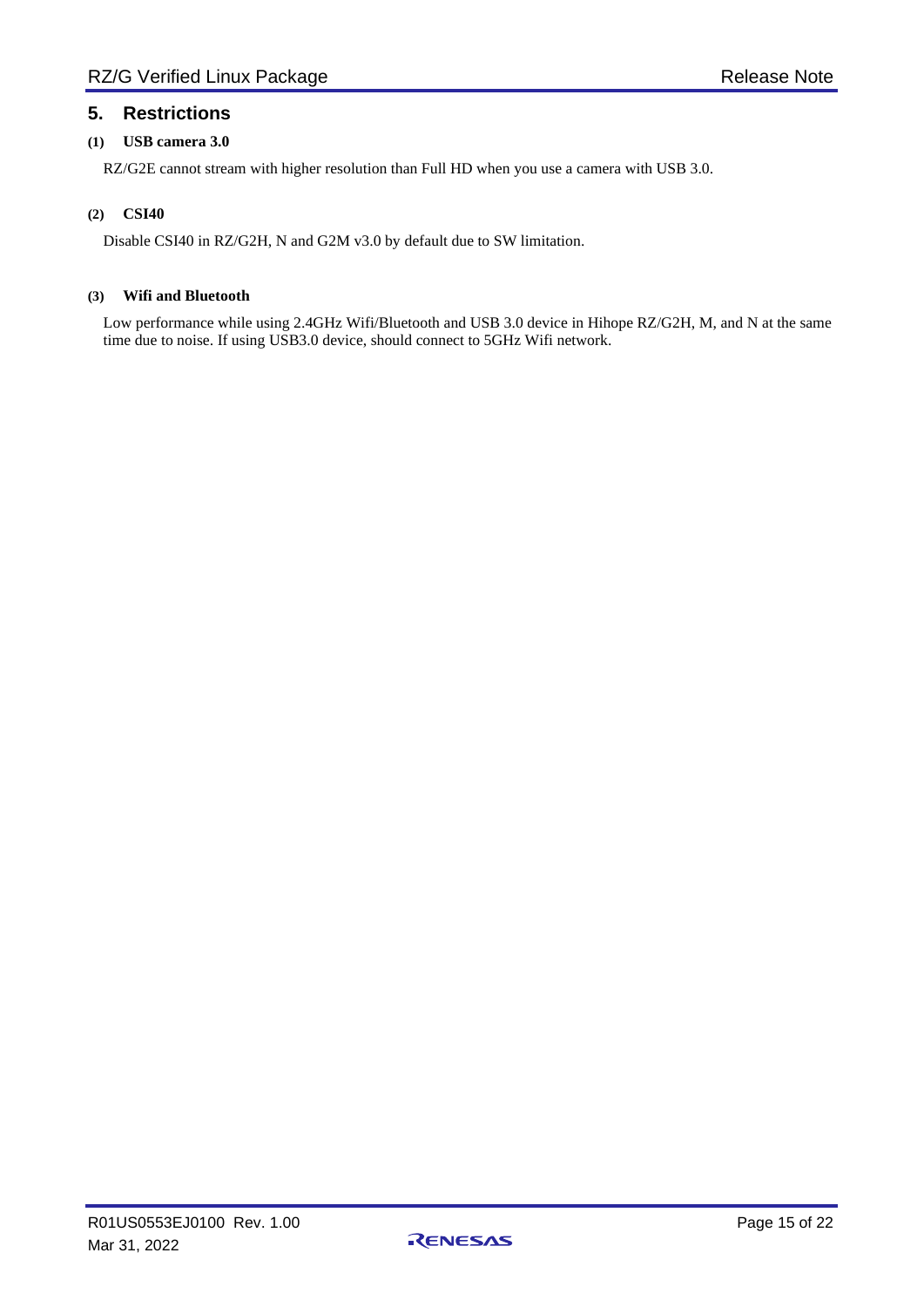## 5. Restrictions

### (1) USB camera 3.0

RZ/G2E cannot stream with higher resolution than Full HD when you use a camera with USB 3.0.

### (2) CSI40

Disable CSI40 in RZ/G2H, N and G2M v3.0 by default due to SW limitation.

### (3) Wifi and Bluetooth

Low performance while using 2.4GHz Wifi/Bluetooth and USB 3.0 device in Hihope RZ/G2H, M, and N at the same time due to noise. If using USB3.0 device, should connect to 5GHz Wifi network.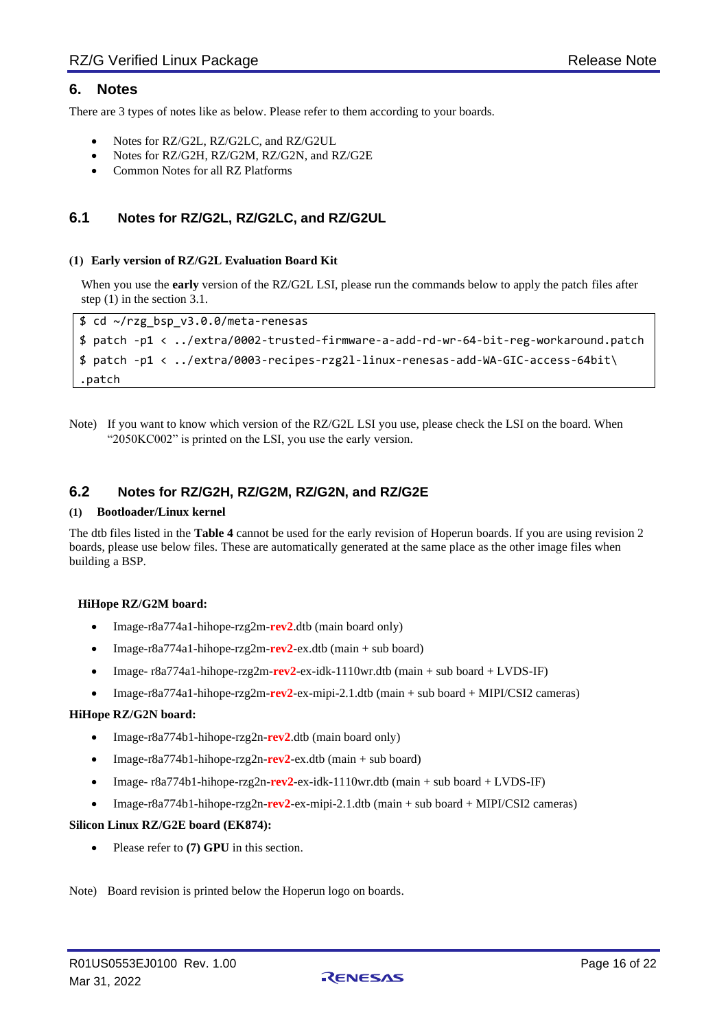## 6. Notes

There are 3 types of notes like as below. Please refer to them according to your boards.

- Notes for RZ/G2L, RZ/G2LC, and RZ/G2UL
- Notes for RZ/G2H, RZ/G2M, RZ/G2N, and RZ/G2E
- Common Notes for all RZ Platforms

### 6.1 Notes for RZ/G2L, RZ/G2LC, and RZ/G2UL

**(1) Early version of RZ/G2L Evaluation Board Kit**

When you use the **early** version of the RZ/G2L LSI, please run the commands below to apply the patch files after step (1) in the section 3.1.

```
$ cd ~/rzg_bsp_v3.0.0/meta-renesas
$ patch -p1 < ../extra/0002-trusted-firmware-a-add-rd-wr-64-bit-reg-workaround.patch
$ patch -p1 < ../extra/0003-recipes-rzg2l-linux-renesas-add-WA-GIC-access-64bit\
.patch
```

Note) If you want to know which version of the RZ/G2L LSI you use, please check the LSI on the board. When "2050KC002" is printed on the LSI, you use the early version.

### 6.2 Notes for RZ/G2H, RZ/G2M, RZ/G2N, and RZ/G2E

**(1) Bootloader/Linux kernel**

The dtb files listed in the **Table 4** cannot be used for the early revision of Hoperun boards. If you are using revision 2 boards, please use below files. These are automatically generated at the same place as the other image files when building a BSP.

**HiHope RZ/G2M board:**

- Image-r8a774a1-hihope-rzg2m-**rev2**.dtb (main board only)
- Image-r8a774a1-hihope-rzg2m-**rev2**-ex.dtb (main + sub board)
- Image- r8a774a1-hihope-rzg2m-**rev2**-ex-idk-1110wr.dtb (main + sub board + LVDS-IF)
- Image-r8a774a1-hihope-rzg2m-**rev2**-ex-mipi-2.1.dtb (main + sub board + MIPI/CSI2 cameras)

**HiHope RZ/G2N board:**

- Image-r8a774b1-hihope-rzg2n-**rev2**.dtb (main board only)
- Image-r8a774b1-hihope-rzg2n-**rev2**-ex.dtb (main + sub board)
- Image- r8a774b1-hihope-rzg2n-**rev2**-ex-idk-1110wr.dtb (main + sub board + LVDS-IF)
- Image-r8a774b1-hihope-rzg2n-**rev2**-ex-mipi-2.1.dtb (main + sub board + MIPI/CSI2 cameras)

**Silicon Linux RZ/G2E board (EK874):**

- Please refer to **(7) GPU** in this section.

Note) Board revision is printed below the Hoperun logo on boards.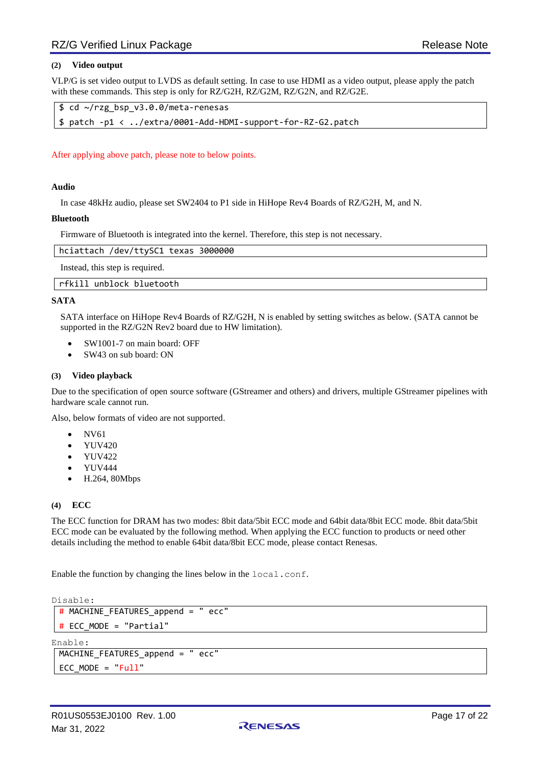### (2) Video output

VLP/G is set video output to LVDS as default setting. In case to use HDMI as a video output, please apply the patch with these commands. This step is only for RZ/G2H, RZ/G2M, RZ/G2N, and RZ/G2E.

```
$ cd ~/rzg_bsp_v3.0.0/meta-renesas
$ patch -p1 < ../extra/0001-Add-HDMI-support-for-RZ-G2.patch
```

After applying above patch, please note to below points.

**Audio**

In case 48kHz audio, please set SW2404 to P1 side in HiHope Rev4 Boards of RZ/G2H, M, and N.

**Bluetooth**

Firmware of Bluetooth is integrated into the kernel. Therefore, this step is not necessary.

```
hciattach /dev/ttySC1 texas 3000000
```

Instead, this step is required.

```
rfkill unblock bluetooth
```

**SATA**

SATA interface on HiHope Rev4 Boards of RZ/G2H, N is enabled by setting switches as below. (SATA cannot be supported in the RZ/G2N Rev2 board due to HW limitation).

- SW1001-7 on main board: OFF
- SW43 on sub board: ON

### (3) Video playback

Due to the specification of open source software (GStreamer and others) and drivers, multiple GStreamer pipelines with hardware scale cannot run.

Also, below formats of video are not supported.

- NV61
- YUV420
- YUV422
- YUV444
- H.264, 80Mbps

### (4) ECC

The ECC function for DRAM has two modes: 8bit data/5bit ECC mode and 64bit data/8bit ECC mode. 8bit data/5bit ECC mode can be evaluated by the following method. When applying the ECC function to products or need other details including the method to enable 64bit data/8bit ECC mode, please contact Renesas.

Enable the function by changing the lines below in the `local.conf`.

Disable:

```
# MACHINE_FEATURES_append = " ecc"
# ECC_MODE = "Partial"
```

Enable:

```
MACHINE_FEATURES_append = " ecc"
ECC_MODE = "Full"
```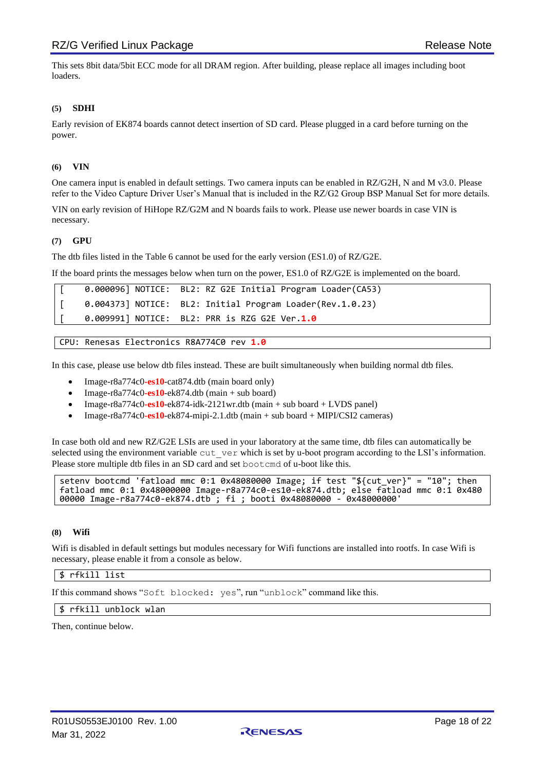This sets 8bit data/5bit ECC mode for all DRAM region. After building, please replace all images including boot loaders.

#### (5) SDHI

Early revision of EK874 boards cannot detect insertion of SD card. Please plugged in a card before turning on the power.

#### (6) VIN

One camera input is enabled in default settings. Two camera inputs can be enabled in RZ/G2H, N and M v3.0. Please refer to the Video Capture Driver User's Manual that is included in the RZ/G2 Group BSP Manual Set for more details.

VIN on early revision of HiHope RZ/G2M and N boards fails to work. Please use newer boards in case VIN is necessary.

#### (7) GPU

The dtb files listed in the Table 6 cannot be used for the early version (ES1.0) of RZ/G2E.

If the board prints the messages below when turn on the power, ES1.0 of RZ/G2E is implemented on the board.

```
[    0.000096] NOTICE:  BL2: RZ G2E Initial Program Loader(CA53)
[    0.004373] NOTICE:  BL2: Initial Program Loader(Rev.1.0.23)
[    0.009991] NOTICE:  BL2: PRR is RZG G2E Ver.1.0
```

```
CPU: Renesas Electronics R8A774C0 rev 1.0
```

In this case, please use below dtb files instead. These are built simultaneously when building normal dtb files.

- Image-r8a774c0-**es10**-cat874.dtb (main board only)
- Image-r8a774c0-**es10**-ek874.dtb (main + sub board)
- Image-r8a774c0-**es10**-ek874-idk-2121wr.dtb (main + sub board + LVDS panel)
- Image-r8a774c0-**es10**-ek874-mipi-2.1.dtb (main + sub board + MIPI/CSI2 cameras)

In case both old and new RZ/G2E LSIs are used in your laboratory at the same time, dtb files can automatically be selected using the environment variable `cut_ver` which is set by u-boot program according to the LSI's information. Please store multiple dtb files in an SD card and set `bootcmd` of u-boot like this.

```
setenv bootcmd 'fatload mmc 0:1 0x48080000 Image; if test "${cut_ver}" = "10"; then
fatload mmc 0:1 0x48000000 Image-r8a774c0-es10-ek874.dtb; else fatload mmc 0:1 0x480
00000 Image-r8a774c0-ek874.dtb ; fi ; booti 0x48080000 - 0x48000000'
```

#### (8) Wifi

Wifi is disabled in default settings but modules necessary for Wifi functions are installed into rootfs. In case Wifi is necessary, please enable it from a console as below.

```
$ rfkill list
```

If this command shows "`Soft blocked: yes`", run "`unblock`" command like this.

```
$ rfkill unblock wlan
```

Then, continue below.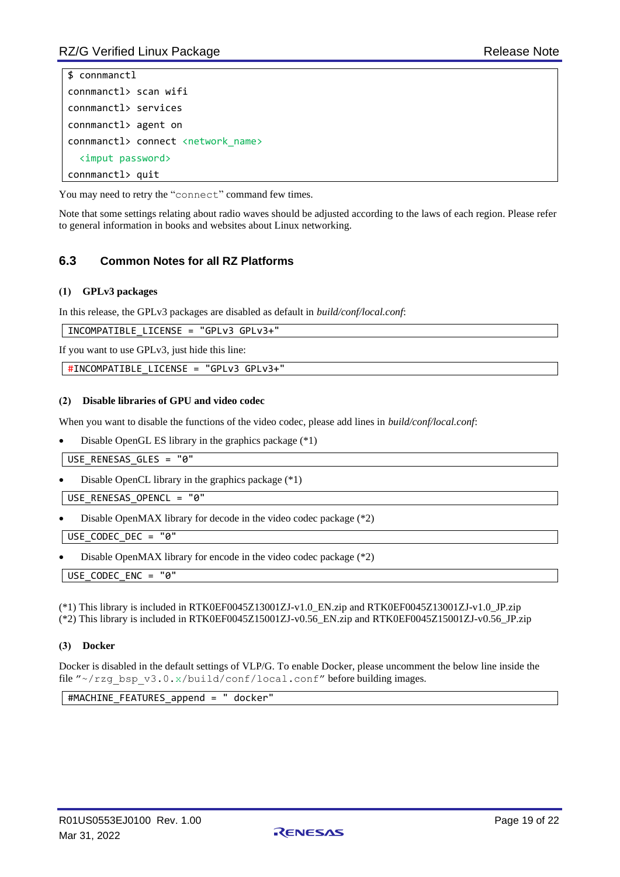```
$ connmanctl
connmanctl> scan wifi
connmanctl> services
connmanctl> agent on
connmanctl> connect <network_name>
  <imput password>
connmanctl> quit
```

You may need to retry the "connect" command few times.

Note that some settings relating about radio waves should be adjusted according to the laws of each region. Please refer to general information in books and websites about Linux networking.

## 6.3 Common Notes for all RZ Platforms

### (1) GPLv3 packages

In this release, the GPLv3 packages are disabled as default in *build/conf/local.conf*:

```
INCOMPATIBLE_LICENSE = "GPLv3 GPLv3+"
```

If you want to use GPLv3, just hide this line:

```
#INCOMPATIBLE_LICENSE = "GPLv3 GPLv3+"
```

### (2) Disable libraries of GPU and video codec

When you want to disable the functions of the video codec, please add lines in *build/conf/local.conf*:

- Disable OpenGL ES library in the graphics package (*1)

```
USE_RENESAS_GLES = "0"
```

- Disable OpenCL library in the graphics package (*1)

```
USE_RENESAS_OPENCL = "0"
```

- Disable OpenMAX library for decode in the video codec package (*2)

```
USE_CODEC_DEC = "0"
```

- Disable OpenMAX library for encode in the video codec package (*2)

```
USE_CODEC_ENC = "0"
```

(*1) This library is included in RTK0EF0045Z13001ZJ-v1.0_EN.zip and RTK0EF0045Z13001ZJ-v1.0_JP.zip
(*2) This library is included in RTK0EF0045Z15001ZJ-v0.56_EN.zip and RTK0EF0045Z15001ZJ-v0.56_JP.zip

### (3) Docker

Docker is disabled in the default settings of VLP/G. To enable Docker, please uncomment the below line inside the file "~/rzg_bsp_v3.0.x/build/conf/local.conf" before building images.

```
#MACHINE_FEATURES_append = " docker"
```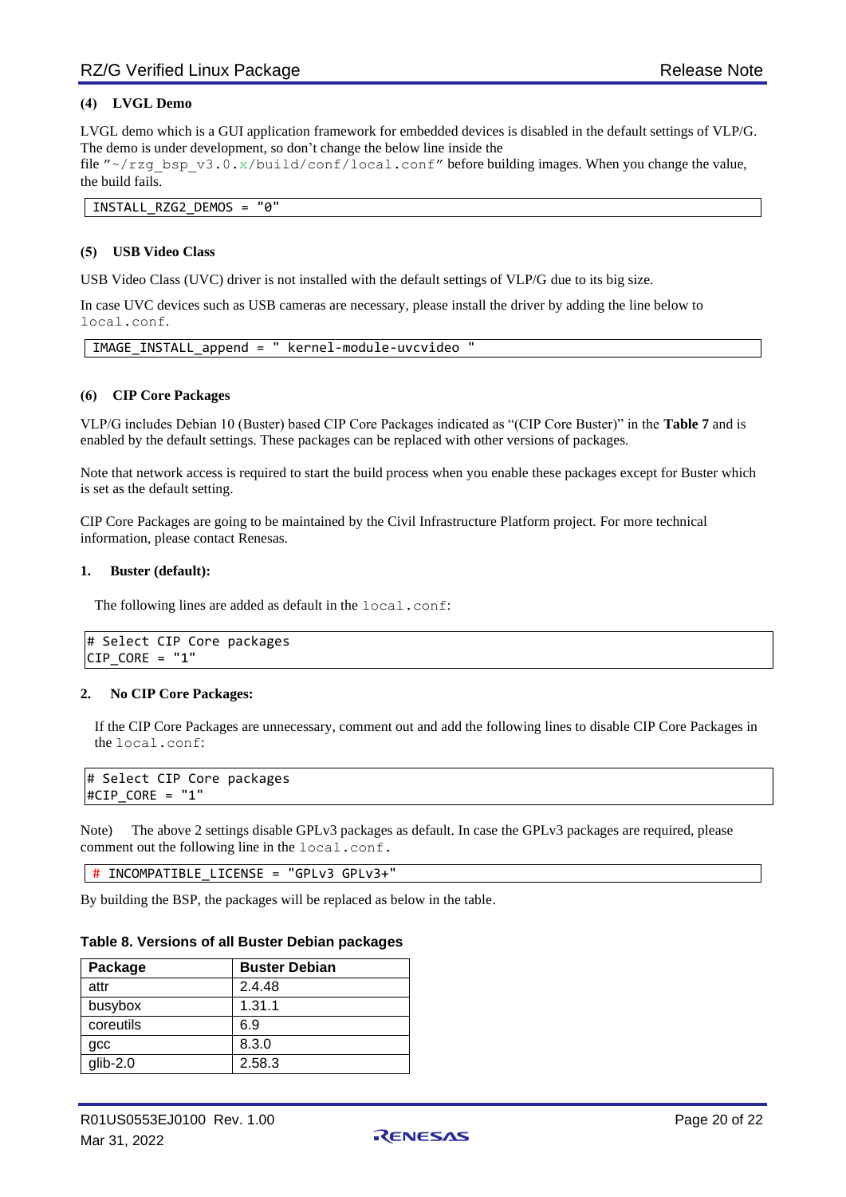### (4) LVGL Demo

LVGL demo which is a GUI application framework for embedded devices is disabled in the default settings of VLP/G. The demo is under development, so don't change the below line inside the file "~/rzg_bsp_v3.0.x/build/conf/local.conf" before building images. When you change the value, the build fails.

```
INSTALL_RZG2_DEMOS = "0"
```

### (5) USB Video Class

USB Video Class (UVC) driver is not installed with the default settings of VLP/G due to its big size.

In case UVC devices such as USB cameras are necessary, please install the driver by adding the line below to local.conf.

```
IMAGE_INSTALL_append = " kernel-module-uvcvideo "
```

### (6) CIP Core Packages

VLP/G includes Debian 10 (Buster) based CIP Core Packages indicated as "(CIP Core Buster)" in the **Table 7** and is enabled by the default settings. These packages can be replaced with other versions of packages.

Note that network access is required to start the build process when you enable these packages except for Buster which is set as the default setting.

CIP Core Packages are going to be maintained by the Civil Infrastructure Platform project. For more technical information, please contact Renesas.

**1. Buster (default):**

The following lines are added as default in the local.conf:

```
# Select CIP Core packages
CIP_CORE = "1"
```

**2. No CIP Core Packages:**

If the CIP Core Packages are unnecessary, comment out and add the following lines to disable CIP Core Packages in the local.conf:

```
# Select CIP Core packages
#CIP_CORE = "1"
```

Note) The above 2 settings disable GPLv3 packages as default. In case the GPLv3 packages are required, please comment out the following line in the local.conf.

```
# INCOMPATIBLE_LICENSE = "GPLv3 GPLv3+"
```

By building the BSP, the packages will be replaced as below in the table.

**Table 8. Versions of all Buster Debian packages**

| Package | Buster Debian |
|---|---|
| attr | 2.4.48 |
| busybox | 1.31.1 |
| coreutils | 6.9 |
| gcc | 8.3.0 |
| glib-2.0 | 2.58.3 |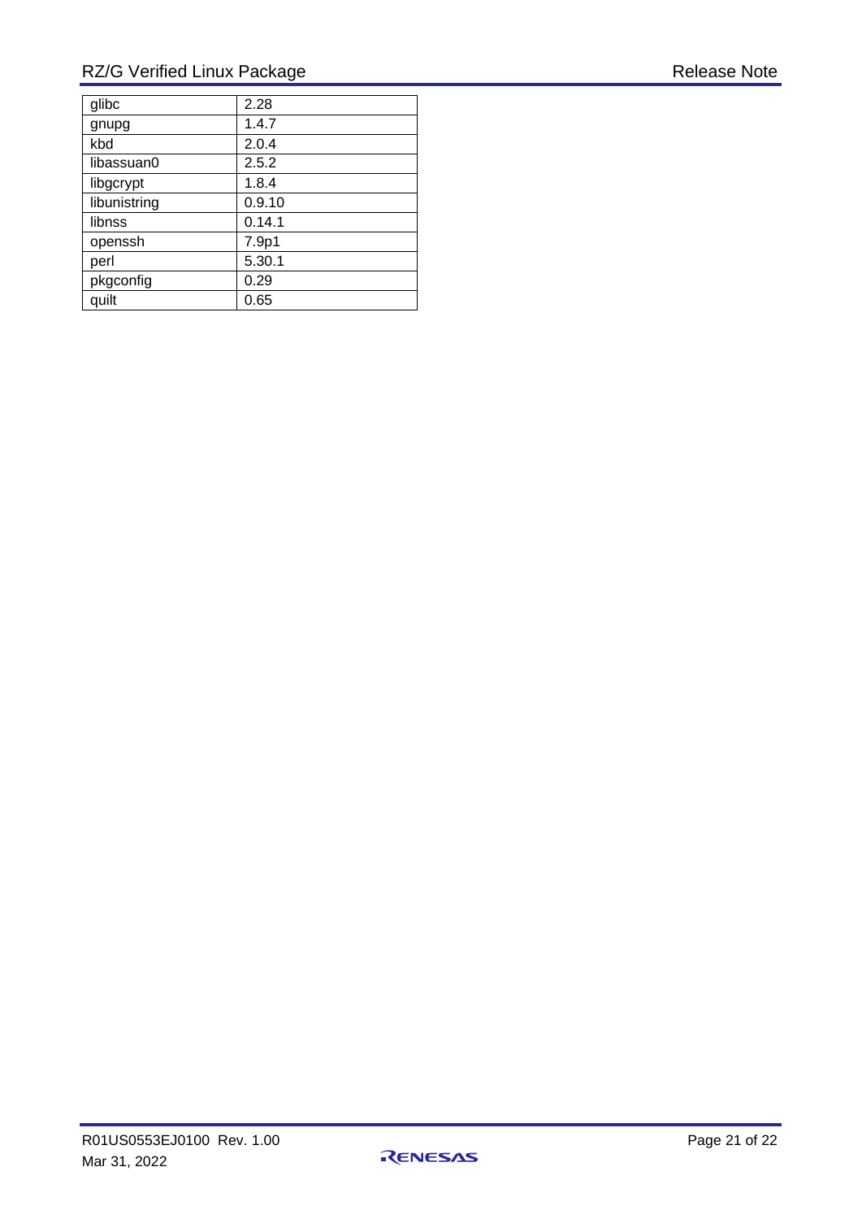| glibc | 2.28 |
|---|---|
| gnupg | 1.4.7 |
| kbd | 2.0.4 |
| libassuan0 | 2.5.2 |
| libgcrypt | 1.8.4 |
| libunistring | 0.9.10 |
| libnss | 0.14.1 |
| openssh | 7.9p1 |
| perl | 5.30.1 |
| pkgconfig | 0.29 |
| quilt | 0.65 |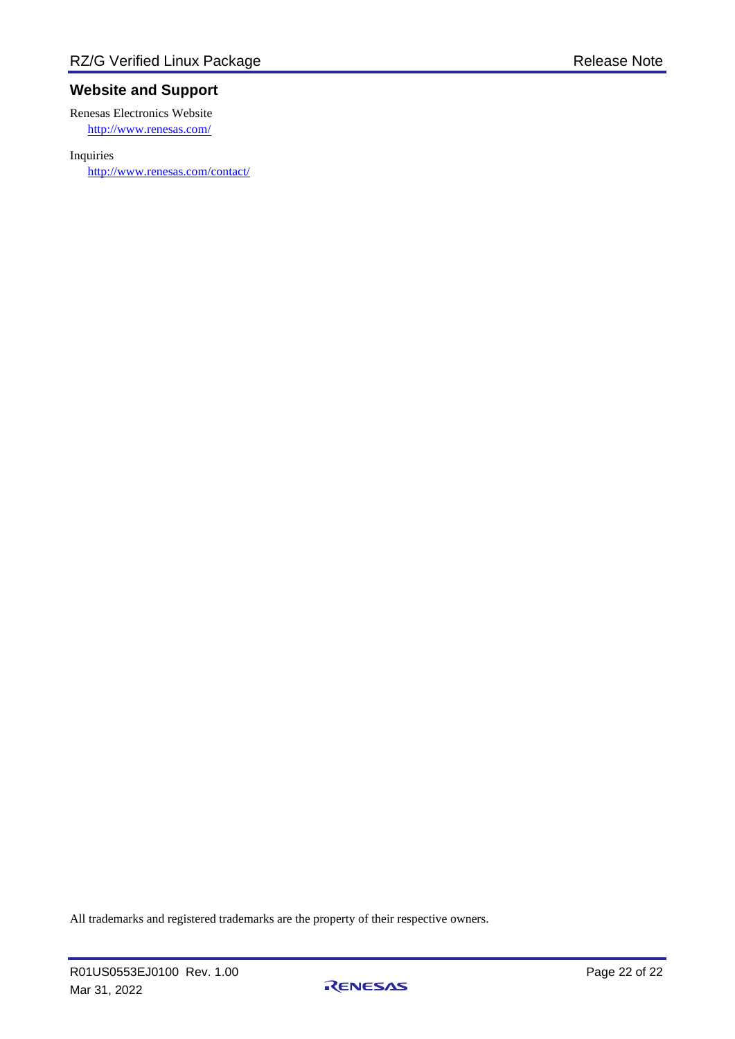## Website and Support

Renesas Electronics Website
http://www.renesas.com/

Inquiries
http://www.renesas.com/contact/

All trademarks and registered trademarks are the property of their respective owners.